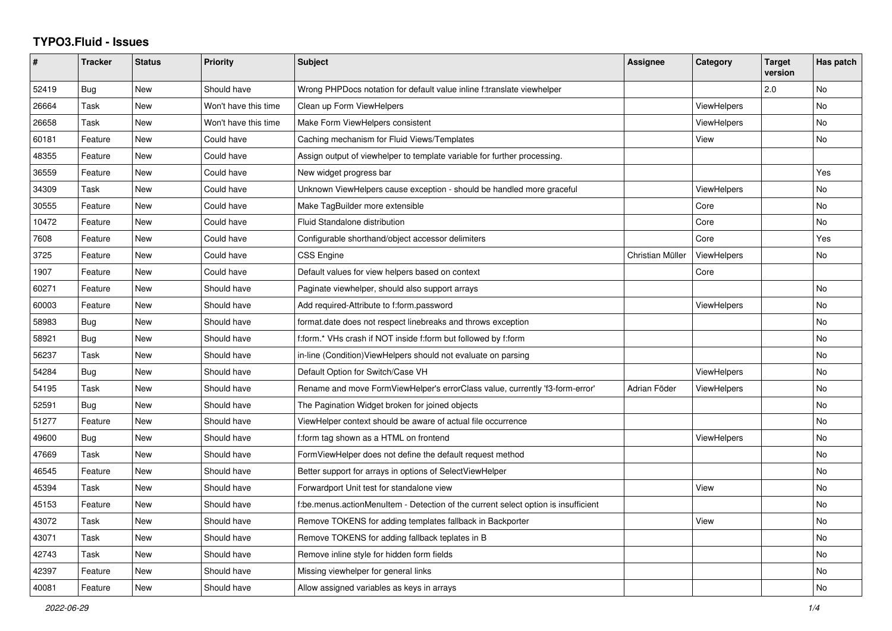# TYPO3.Fluid - Issues

| # | Tracker | Status | Priority | Subject | Assignee | Category | Target version | Has patch |
|---|---|---|---|---|---|---|---|---|
| 52419 | Bug | New | Should have | Wrong PHPDocs notation for default value inline f:translate viewhelper | | | 2.0 | No |
| 26664 | Task | New | Won't have this time | Clean up Form ViewHelpers | | ViewHelpers | | No |
| 26658 | Task | New | Won't have this time | Make Form ViewHelpers consistent | | ViewHelpers | | No |
| 60181 | Feature | New | Could have | Caching mechanism for Fluid Views/Templates | | View | | No |
| 48355 | Feature | New | Could have | Assign output of viewhelper to template variable for further processing. | | | | |
| 36559 | Feature | New | Could have | New widget progress bar | | | | Yes |
| 34309 | Task | New | Could have | Unknown ViewHelpers cause exception - should be handled more graceful | | ViewHelpers | | No |
| 30555 | Feature | New | Could have | Make TagBuilder more extensible | | Core | | No |
| 10472 | Feature | New | Could have | Fluid Standalone distribution | | Core | | No |
| 7608 | Feature | New | Could have | Configurable shorthand/object accessor delimiters | | Core | | Yes |
| 3725 | Feature | New | Could have | CSS Engine | Christian Müller | ViewHelpers | | No |
| 1907 | Feature | New | Could have | Default values for view helpers based on context | | Core | | |
| 60271 | Feature | New | Should have | Paginate viewhelper, should also support arrays | | | | No |
| 60003 | Feature | New | Should have | Add required-Attribute to f:form.password | | ViewHelpers | | No |
| 58983 | Bug | New | Should have | format.date does not respect linebreaks and throws exception | | | | No |
| 58921 | Bug | New | Should have | f:form.* VHs crash if NOT inside f:form but followed by f:form | | | | No |
| 56237 | Task | New | Should have | in-line (Condition)ViewHelpers should not evaluate on parsing | | | | No |
| 54284 | Bug | New | Should have | Default Option for Switch/Case VH | | ViewHelpers | | No |
| 54195 | Task | New | Should have | Rename and move FormViewHelper's errorClass value, currently 'f3-form-error' | Adrian Föder | ViewHelpers | | No |
| 52591 | Bug | New | Should have | The Pagination Widget broken for joined objects | | | | No |
| 51277 | Feature | New | Should have | ViewHelper context should be aware of actual file occurrence | | | | No |
| 49600 | Bug | New | Should have | f:form tag shown as a HTML on frontend | | ViewHelpers | | No |
| 47669 | Task | New | Should have | FormViewHelper does not define the default request method | | | | No |
| 46545 | Feature | New | Should have | Better support for arrays in options of SelectViewHelper | | | | No |
| 45394 | Task | New | Should have | Forwardport Unit test for standalone view | | View | | No |
| 45153 | Feature | New | Should have | f:be.menus.actionMenuItem - Detection of the current select option is insufficient | | | | No |
| 43072 | Task | New | Should have | Remove TOKENS for adding templates fallback in Backporter | | View | | No |
| 43071 | Task | New | Should have | Remove TOKENS for adding fallback teplates in B | | | | No |
| 42743 | Task | New | Should have | Remove inline style for hidden form fields | | | | No |
| 42397 | Feature | New | Should have | Missing viewhelper for general links | | | | No |
| 40081 | Feature | New | Should have | Allow assigned variables as keys in arrays | | | | No |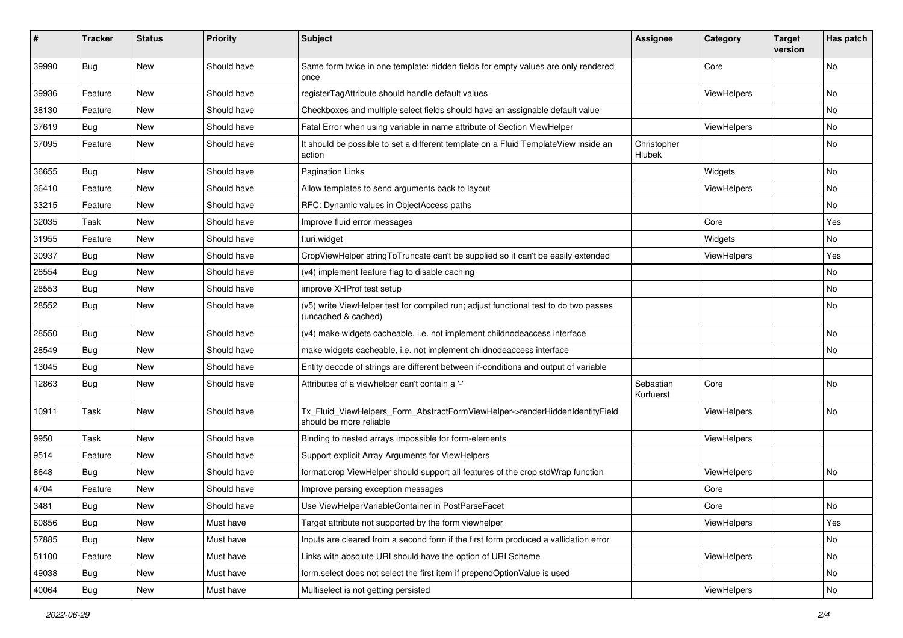| # | Tracker | Status | Priority | Subject | Assignee | Category | Target version | Has patch |
|---|---|---|---|---|---|---|---|---|
| 39990 | Bug | New | Should have | Same form twice in one template: hidden fields for empty values are only rendered once | | Core | | No |
| 39936 | Feature | New | Should have | registerTagAttribute should handle default values | | ViewHelpers | | No |
| 38130 | Feature | New | Should have | Checkboxes and multiple select fields should have an assignable default value | | | | No |
| 37619 | Bug | New | Should have | Fatal Error when using variable in name attribute of Section ViewHelper | | ViewHelpers | | No |
| 37095 | Feature | New | Should have | It should be possible to set a different template on a Fluid TemplateView inside an action | Christopher Hlubek | | | No |
| 36655 | Bug | New | Should have | Pagination Links | | Widgets | | No |
| 36410 | Feature | New | Should have | Allow templates to send arguments back to layout | | ViewHelpers | | No |
| 33215 | Feature | New | Should have | RFC: Dynamic values in ObjectAccess paths | | | | No |
| 32035 | Task | New | Should have | Improve fluid error messages | | Core | | Yes |
| 31955 | Feature | New | Should have | f:uri.widget | | Widgets | | No |
| 30937 | Bug | New | Should have | CropViewHelper stringToTruncate can't be supplied so it can't be easily extended | | ViewHelpers | | Yes |
| 28554 | Bug | New | Should have | (v4) implement feature flag to disable caching | | | | No |
| 28553 | Bug | New | Should have | improve XHProf test setup | | | | No |
| 28552 | Bug | New | Should have | (v5) write ViewHelper test for compiled run; adjust functional test to do two passes (uncached & cached) | | | | No |
| 28550 | Bug | New | Should have | (v4) make widgets cacheable, i.e. not implement childnodeaccess interface | | | | No |
| 28549 | Bug | New | Should have | make widgets cacheable, i.e. not implement childnodeaccess interface | | | | No |
| 13045 | Bug | New | Should have | Entity decode of strings are different between if-conditions and output of variable | | | | |
| 12863 | Bug | New | Should have | Attributes of a viewhelper can't contain a '-' | Sebastian Kurfuerst | Core | | No |
| 10911 | Task | New | Should have | Tx_Fluid_ViewHelpers_Form_AbstractFormViewHelper->renderHiddenIdentityField should be more reliable | | ViewHelpers | | No |
| 9950 | Task | New | Should have | Binding to nested arrays impossible for form-elements | | ViewHelpers | | |
| 9514 | Feature | New | Should have | Support explicit Array Arguments for ViewHelpers | | | | |
| 8648 | Bug | New | Should have | format.crop ViewHelper should support all features of the crop stdWrap function | | ViewHelpers | | No |
| 4704 | Feature | New | Should have | Improve parsing exception messages | | Core | | |
| 3481 | Bug | New | Should have | Use ViewHelperVariableContainer in PostParseFacet | | Core | | No |
| 60856 | Bug | New | Must have | Target attribute not supported by the form viewhelper | | ViewHelpers | | Yes |
| 57885 | Bug | New | Must have | Inputs are cleared from a second form if the first form produced a vallidation error | | | | No |
| 51100 | Feature | New | Must have | Links with absolute URI should have the option of URI Scheme | | ViewHelpers | | No |
| 49038 | Bug | New | Must have | form.select does not select the first item if prependOptionValue is used | | | | No |
| 40064 | Bug | New | Must have | Multiselect is not getting persisted | | ViewHelpers | | No |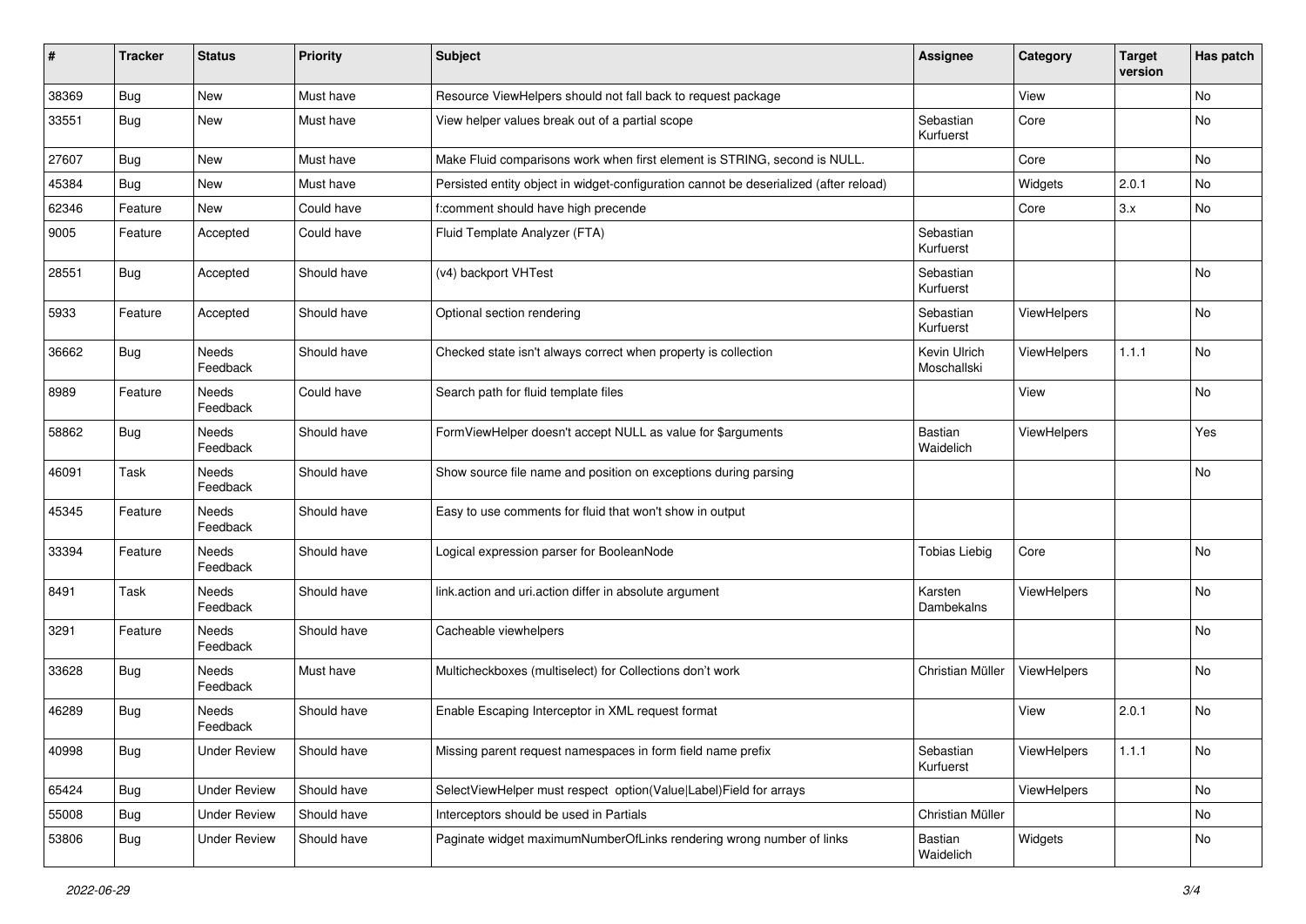| # | Tracker | Status | Priority | Subject | Assignee | Category | Target version | Has patch |
|---|---|---|---|---|---|---|---|---|
| 38369 | Bug | New | Must have | Resource ViewHelpers should not fall back to request package | | View | | No |
| 33551 | Bug | New | Must have | View helper values break out of a partial scope | Sebastian Kurfuerst | Core | | No |
| 27607 | Bug | New | Must have | Make Fluid comparisons work when first element is STRING, second is NULL. | | Core | | No |
| 45384 | Bug | New | Must have | Persisted entity object in widget-configuration cannot be deserialized (after reload) | | Widgets | 2.0.1 | No |
| 62346 | Feature | New | Could have | f:comment should have high precende | | Core | 3.x | No |
| 9005 | Feature | Accepted | Could have | Fluid Template Analyzer (FTA) | Sebastian Kurfuerst | | | |
| 28551 | Bug | Accepted | Should have | (v4) backport VHTest | Sebastian Kurfuerst | | | No |
| 5933 | Feature | Accepted | Should have | Optional section rendering | Sebastian Kurfuerst | ViewHelpers | | No |
| 36662 | Bug | Needs Feedback | Should have | Checked state isn't always correct when property is collection | Kevin Ulrich Moschallski | ViewHelpers | 1.1.1 | No |
| 8989 | Feature | Needs Feedback | Could have | Search path for fluid template files | | View | | No |
| 58862 | Bug | Needs Feedback | Should have | FormViewHelper doesn't accept NULL as value for $arguments | Bastian Waidelich | ViewHelpers | | Yes |
| 46091 | Task | Needs Feedback | Should have | Show source file name and position on exceptions during parsing | | | | No |
| 45345 | Feature | Needs Feedback | Should have | Easy to use comments for fluid that won't show in output | | | | |
| 33394 | Feature | Needs Feedback | Should have | Logical expression parser for BooleanNode | Tobias Liebig | Core | | No |
| 8491 | Task | Needs Feedback | Should have | link.action and uri.action differ in absolute argument | Karsten Dambekalns | ViewHelpers | | No |
| 3291 | Feature | Needs Feedback | Should have | Cacheable viewhelpers | | | | No |
| 33628 | Bug | Needs Feedback | Must have | Multicheckboxes (multiselect) for Collections don't work | Christian Müller | ViewHelpers | | No |
| 46289 | Bug | Needs Feedback | Should have | Enable Escaping Interceptor in XML request format | | View | 2.0.1 | No |
| 40998 | Bug | Under Review | Should have | Missing parent request namespaces in form field name prefix | Sebastian Kurfuerst | ViewHelpers | 1.1.1 | No |
| 65424 | Bug | Under Review | Should have | SelectViewHelper must respect option(Value\|Label)Field for arrays | | ViewHelpers | | No |
| 55008 | Bug | Under Review | Should have | Interceptors should be used in Partials | Christian Müller | | | No |
| 53806 | Bug | Under Review | Should have | Paginate widget maximumNumberOfLinks rendering wrong number of links | Bastian Waidelich | Widgets | | No |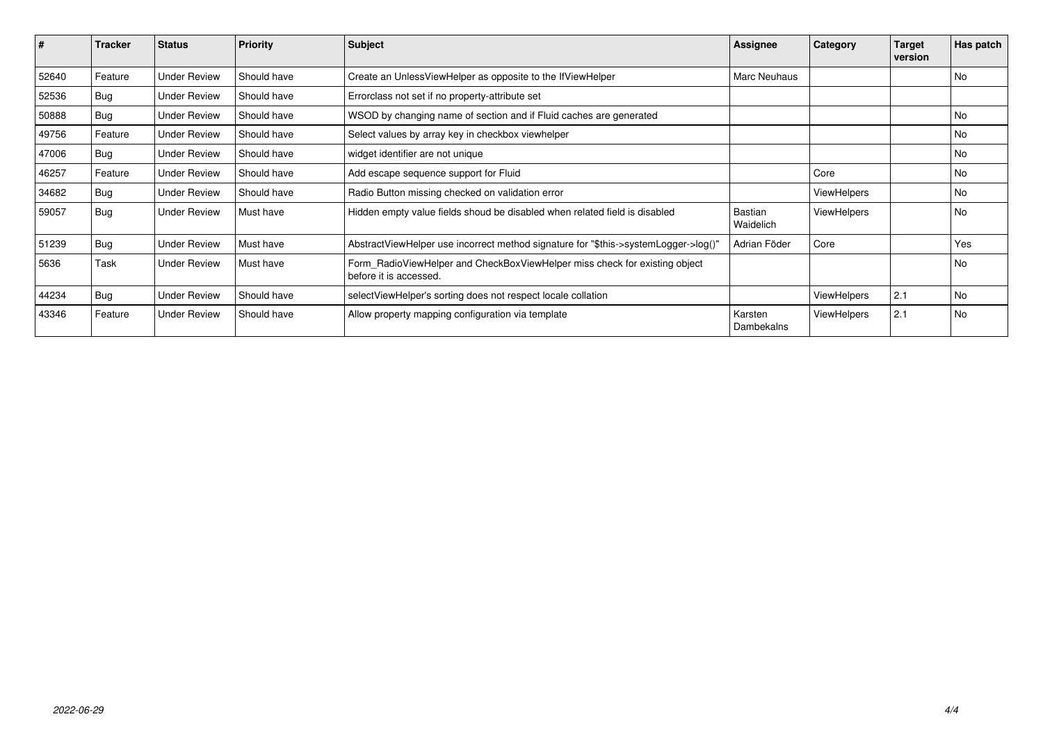| # | Tracker | Status | Priority | Subject | Assignee | Category | Target version | Has patch |
|---|---|---|---|---|---|---|---|---|
| 52640 | Feature | Under Review | Should have | Create an UnlessViewHelper as opposite to the IfViewHelper | Marc Neuhaus | | | No |
| 52536 | Bug | Under Review | Should have | Errorclass not set if no property-attribute set | | | | |
| 50888 | Bug | Under Review | Should have | WSOD by changing name of section and if Fluid caches are generated | | | | No |
| 49756 | Feature | Under Review | Should have | Select values by array key in checkbox viewhelper | | | | No |
| 47006 | Bug | Under Review | Should have | widget identifier are not unique | | | | No |
| 46257 | Feature | Under Review | Should have | Add escape sequence support for Fluid | | Core | | No |
| 34682 | Bug | Under Review | Should have | Radio Button missing checked on validation error | | ViewHelpers | | No |
| 59057 | Bug | Under Review | Must have | Hidden empty value fields shoud be disabled when related field is disabled | Bastian Waidelich | ViewHelpers | | No |
| 51239 | Bug | Under Review | Must have | AbstractViewHelper use incorrect method signature for "$this->systemLogger->log()" | Adrian Föder | Core | | Yes |
| 5636 | Task | Under Review | Must have | Form_RadioViewHelper and CheckBoxViewHelper miss check for existing object before it is accessed. | | | | No |
| 44234 | Bug | Under Review | Should have | selectViewHelper's sorting does not respect locale collation | | ViewHelpers | 2.1 | No |
| 43346 | Feature | Under Review | Should have | Allow property mapping configuration via template | Karsten Dambekalns | ViewHelpers | 2.1 | No |

*2022-06-29*